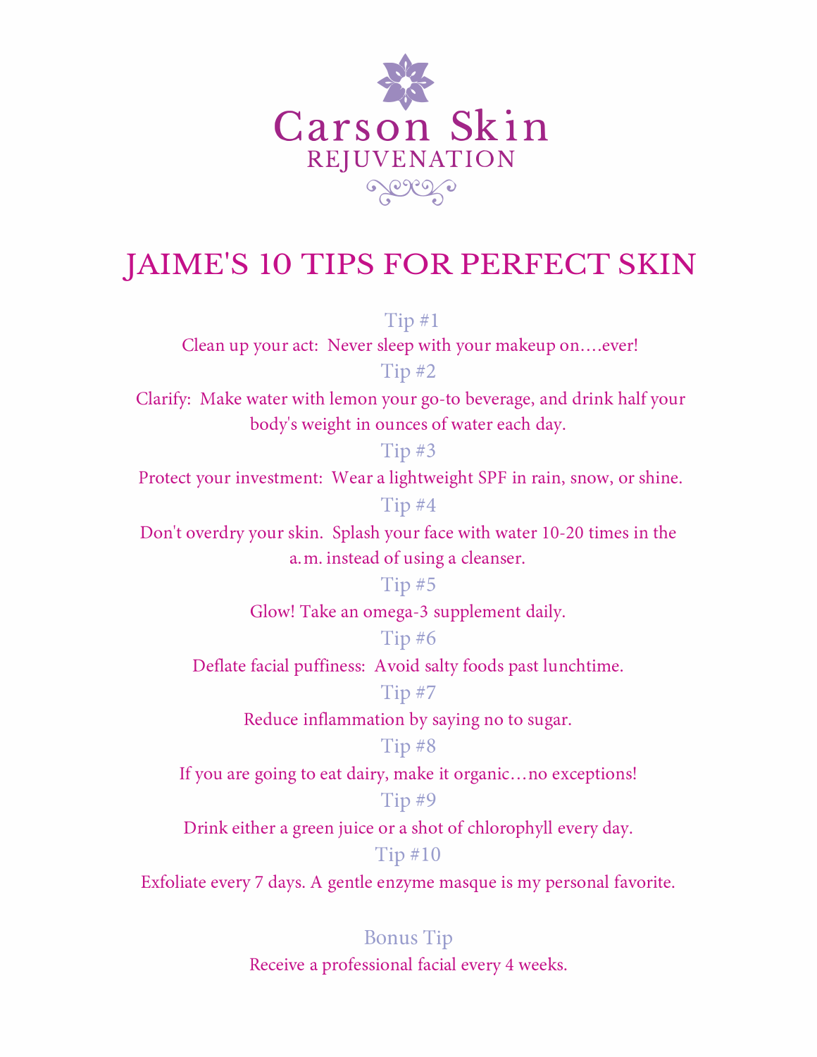# Carson Skin

REJUVENATION

## JAIME'S 10 TIPS FOR PERFECT SKIN

### Tip #1

Clean up your act:  Never sleep with your makeup on….ever!

### Tip #2

Clarify:  Make water with lemon your go-to beverage, and drink half your body's weight in ounces of water each day.

### Tip #3

Protect your investment:  Wear a lightweight SPF in rain, snow, or shine.

### Tip #4

Don't overdry your skin.  Splash your face with water 10-20 times in the a.m. instead of using a cleanser.

### Tip #5

Glow! Take an omega-3 supplement daily.

### Tip #6

Deflate facial puffiness:  Avoid salty foods past lunchtime.

### Tip #7

Reduce inflammation by saying no to sugar.

### Tip #8

If you are going to eat dairy, make it organic…no exceptions!

### Tip #9

Drink either a green juice or a shot of chlorophyll every day.

### Tip #10

Exfoliate every 7 days. A gentle enzyme masque is my personal favorite.

### Bonus Tip

Receive a professional facial every 4 weeks.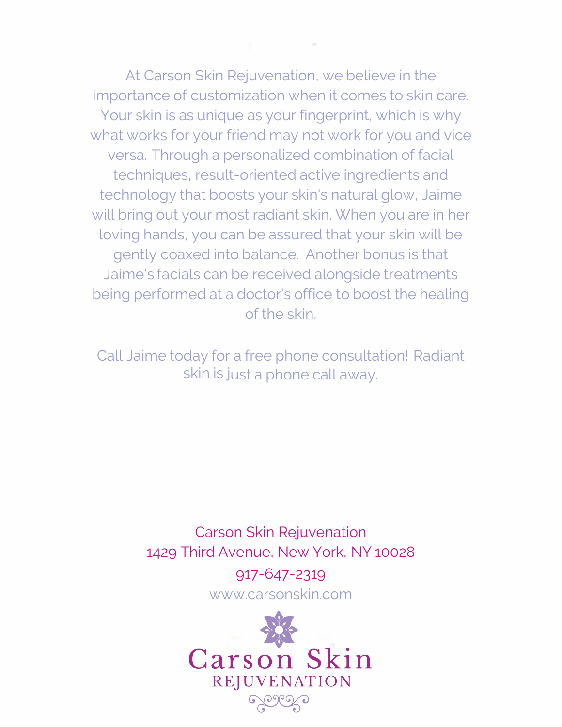At Carson Skin Rejuvenation, we believe in the importance of customization when it comes to skin care. Your skin is as unique as your fingerprint, which is why what works for your friend may not work for you and vice versa. Through a personalized combination of facial techniques, result-oriented active ingredients and technology that boosts your skin's natural glow, Jaime will bring out your most radiant skin. When you are in her loving hands, you can be assured that your skin will be gently coaxed into balance. Another bonus is that Jaime's facials can be received alongside treatments being performed at a doctor's office to boost the healing of the skin.

Call Jaime today for a free phone consultation! Radiant skin is just a phone call away.

Carson Skin Rejuvenation
1429 Third Avenue, New York, NY 10028
917-647-2319
www.carsonskin.com

Carson Skin
REJUVENATION